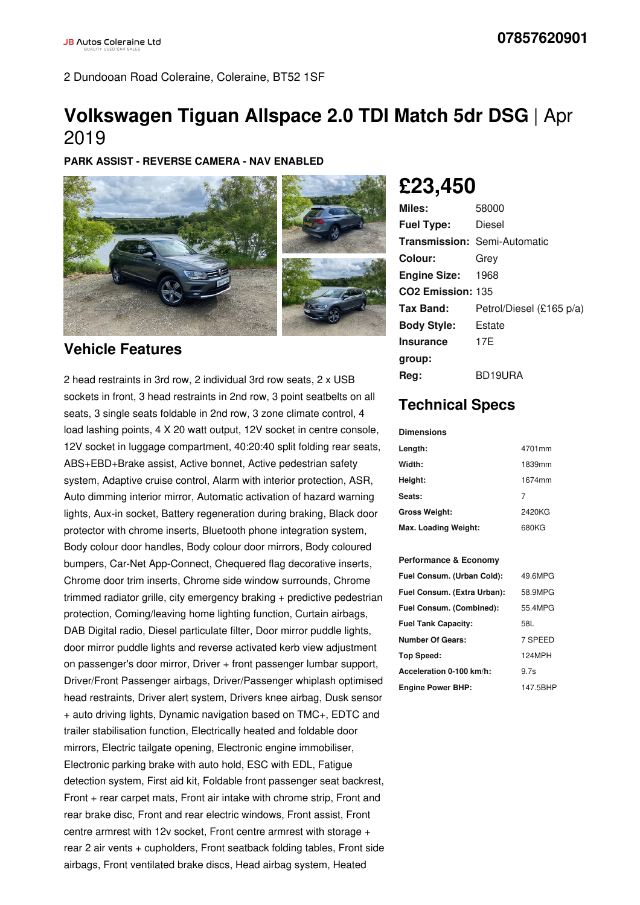JB Autos Coleraine Ltd

QUALITY USED CAR SALES

07857620901

2 Dundooan Road Coleraine, Coleraine, BT52 1SF

# Volkswagen Tiguan Allspace 2.0 TDI Match 5dr DSG | Apr 2019

**PARK ASSIST - REVERSE CAMERA - NAV ENABLED**

## £23,450

| | |
|---|---|
| **Miles:** | 58000 |
| **Fuel Type:** | Diesel |
| **Transmission:** | Semi-Automatic |
| **Colour:** | Grey |
| **Engine Size:** | 1968 |
| **CO2 Emission:** | 135 |
| **Tax Band:** | Petrol/Diesel (£165 p/a) |
| **Body Style:** | Estate |
| **Insurance group:** | 17E |
| **Reg:** | BD19URA |

## Technical Specs

**Dimensions**

| | |
|---|---|
| **Length:** | 4701mm |
| **Width:** | 1839mm |
| **Height:** | 1674mm |
| **Seats:** | 7 |
| **Gross Weight:** | 2420KG |
| **Max. Loading Weight:** | 680KG |

**Performance & Economy**

| | |
|---|---|
| **Fuel Consum. (Urban Cold):** | 49.6MPG |
| **Fuel Consum. (Extra Urban):** | 58.9MPG |
| **Fuel Consum. (Combined):** | 55.4MPG |
| **Fuel Tank Capacity:** | 58L |
| **Number Of Gears:** | 7 SPEED |
| **Top Speed:** | 124MPH |
| **Acceleration 0-100 km/h:** | 9.7s |
| **Engine Power BHP:** | 147.5BHP |

## Vehicle Features

2 head restraints in 3rd row, 2 individual 3rd row seats, 2 x USB sockets in front, 3 head restraints in 2nd row, 3 point seatbelts on all seats, 3 single seats foldable in 2nd row, 3 zone climate control, 4 load lashing points, 4 X 20 watt output, 12V socket in centre console, 12V socket in luggage compartment, 40:20:40 split folding rear seats, ABS+EBD+Brake assist, Active bonnet, Active pedestrian safety system, Adaptive cruise control, Alarm with interior protection, ASR, Auto dimming interior mirror, Automatic activation of hazard warning lights, Aux-in socket, Battery regeneration during braking, Black door protector with chrome inserts, Bluetooth phone integration system, Body colour door handles, Body colour door mirrors, Body coloured bumpers, Car-Net App-Connect, Chequered flag decorative inserts, Chrome door trim inserts, Chrome side window surrounds, Chrome trimmed radiator grille, city emergency braking + predictive pedestrian protection, Coming/leaving home lighting function, Curtain airbags, DAB Digital radio, Diesel particulate filter, Door mirror puddle lights, door mirror puddle lights and reverse activated kerb view adjustment on passenger's door mirror, Driver + front passenger lumbar support, Driver/Front Passenger airbags, Driver/Passenger whiplash optimised head restraints, Driver alert system, Drivers knee airbag, Dusk sensor + auto driving lights, Dynamic navigation based on TMC+, EDTC and trailer stabilisation function, Electrically heated and foldable door mirrors, Electric tailgate opening, Electronic engine immobiliser, Electronic parking brake with auto hold, ESC with EDL, Fatigue detection system, First aid kit, Foldable front passenger seat backrest, Front + rear carpet mats, Front air intake with chrome strip, Front and rear brake disc, Front and rear electric windows, Front assist, Front centre armrest with 12v socket, Front centre armrest with storage + rear 2 air vents + cupholders, Front seatback folding tables, Front side airbags, Front ventilated brake discs, Head airbag system, Heated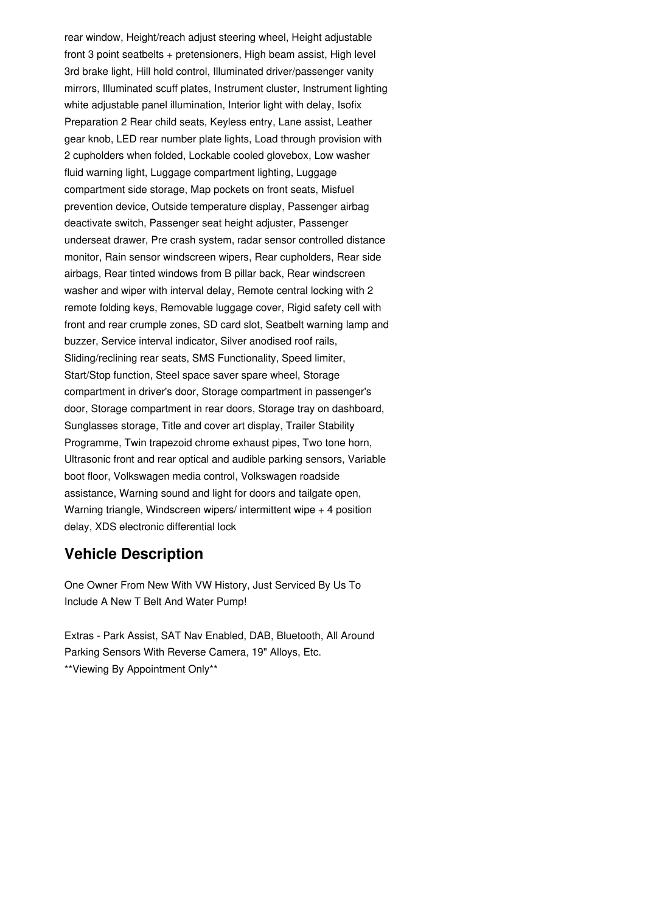rear window, Height/reach adjust steering wheel, Height adjustable front 3 point seatbelts + pretensioners, High beam assist, High level 3rd brake light, Hill hold control, Illuminated driver/passenger vanity mirrors, Illuminated scuff plates, Instrument cluster, Instrument lighting white adjustable panel illumination, Interior light with delay, Isofix Preparation 2 Rear child seats, Keyless entry, Lane assist, Leather gear knob, LED rear number plate lights, Load through provision with 2 cupholders when folded, Lockable cooled glovebox, Low washer fluid warning light, Luggage compartment lighting, Luggage compartment side storage, Map pockets on front seats, Misfuel prevention device, Outside temperature display, Passenger airbag deactivate switch, Passenger seat height adjuster, Passenger underseat drawer, Pre crash system, radar sensor controlled distance monitor, Rain sensor windscreen wipers, Rear cupholders, Rear side airbags, Rear tinted windows from B pillar back, Rear windscreen washer and wiper with interval delay, Remote central locking with 2 remote folding keys, Removable luggage cover, Rigid safety cell with front and rear crumple zones, SD card slot, Seatbelt warning lamp and buzzer, Service interval indicator, Silver anodised roof rails, Sliding/reclining rear seats, SMS Functionality, Speed limiter, Start/Stop function, Steel space saver spare wheel, Storage compartment in driver's door, Storage compartment in passenger's door, Storage compartment in rear doors, Storage tray on dashboard, Sunglasses storage, Title and cover art display, Trailer Stability Programme, Twin trapezoid chrome exhaust pipes, Two tone horn, Ultrasonic front and rear optical and audible parking sensors, Variable boot floor, Volkswagen media control, Volkswagen roadside assistance, Warning sound and light for doors and tailgate open, Warning triangle, Windscreen wipers/ intermittent wipe + 4 position delay, XDS electronic differential lock

## Vehicle Description

One Owner From New With VW History, Just Serviced By Us To Include A New T Belt And Water Pump!

Extras - Park Assist, SAT Nav Enabled, DAB, Bluetooth, All Around Parking Sensors With Reverse Camera, 19" Alloys, Etc.
**Viewing By Appointment Only**